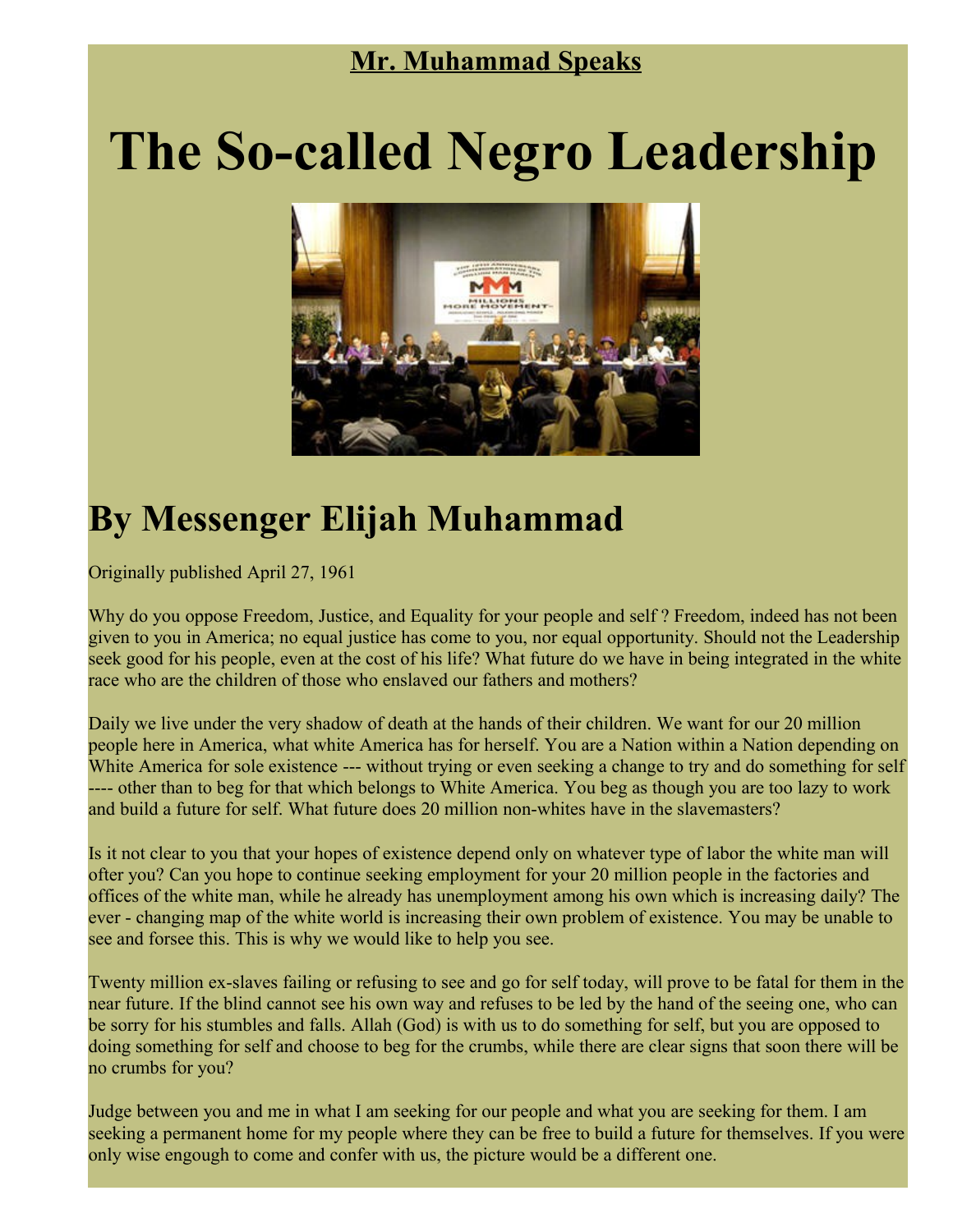**Mr. Muhammad Speaks**

# The So-called Negro Leadership

## By Messenger Elijah Muhammad

Originally published April 27, 1961

Why do you oppose Freedom, Justice, and Equality for your people and self ? Freedom, indeed has not been given to you in America; no equal justice has come to you, nor equal opportunity. Should not the Leadership seek good for his people, even at the cost of his life? What future do we have in being integrated in the white race who are the children of those who enslaved our fathers and mothers?

Daily we live under the very shadow of death at the hands of their children. We want for our 20 million people here in America, what white America has for herself. You are a Nation within a Nation depending on White America for sole existence --- without trying or even seeking a change to try and do something for self ---- other than to beg for that which belongs to White America. You beg as though you are too lazy to work and build a future for self. What future does 20 million non-whites have in the slavemasters?

Is it not clear to you that your hopes of existence depend only on whatever type of labor the white man will ofter you? Can you hope to continue seeking employment for your 20 million people in the factories and offices of the white man, while he already has unemployment among his own which is increasing daily? The ever - changing map of the white world is increasing their own problem of existence. You may be unable to see and forsee this. This is why we would like to help you see.

Twenty million ex-slaves failing or refusing to see and go for self today, will prove to be fatal for them in the near future. If the blind cannot see his own way and refuses to be led by the hand of the seeing one, who can be sorry for his stumbles and falls. Allah (God) is with us to do something for self, but you are opposed to doing something for self and choose to beg for the crumbs, while there are clear signs that soon there will be no crumbs for you?

Judge between you and me in what I am seeking for our people and what you are seeking for them. I am seeking a permanent home for my people where they can be free to build a future for themselves. If you were only wise engough to come and confer with us, the picture would be a different one.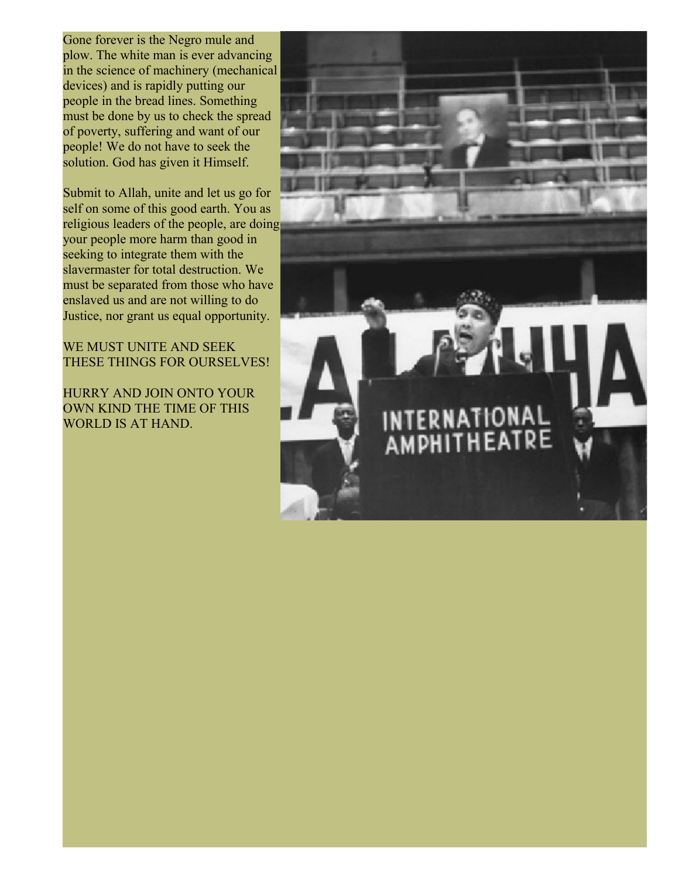Gone forever is the Negro mule and plow. The white man is ever advancing in the science of machinery (mechanical devices) and is rapidly putting our people in the bread lines. Something must be done by us to check the spread of poverty, suffering and want of our people! We do not have to seek the solution. God has given it Himself.

Submit to Allah, unite and let us go for self on some of this good earth. You as religious leaders of the people, are doing your people more harm than good in seeking to integrate them with the slavermaster for total destruction. We must be separated from those who have enslaved us and are not willing to do Justice, nor grant us equal opportunity.

WE MUST UNITE AND SEEK THESE THINGS FOR OURSELVES!

HURRY AND JOIN ONTO YOUR OWN KIND THE TIME OF THIS WORLD IS AT HAND.